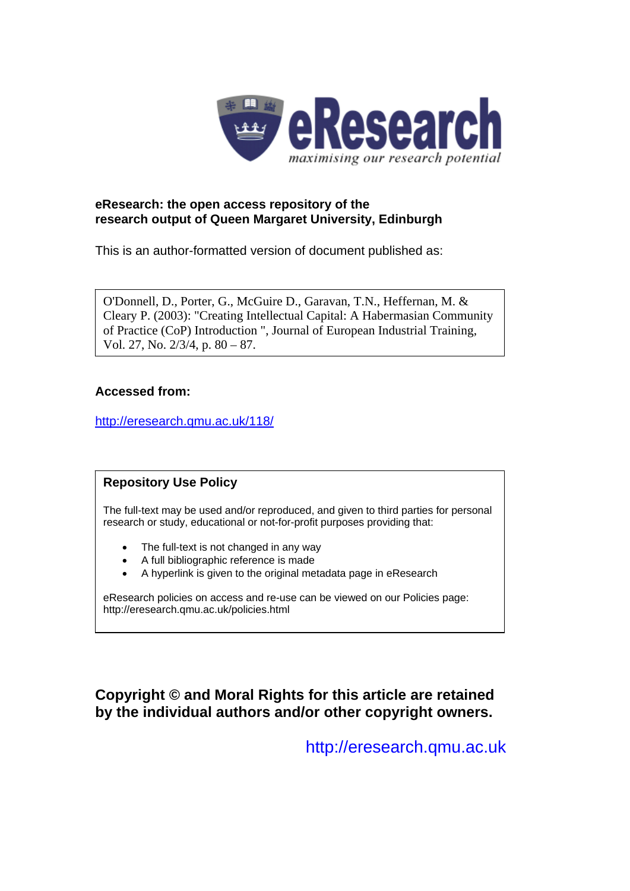eResearch
*maximising our research potential*

**eResearch: the open access repository of the research output of Queen Margaret University, Edinburgh**

This is an author-formatted version of document published as:

O'Donnell, D., Porter, G., McGuire D., Garavan, T.N., Heffernan, M. & Cleary P. (2003): "Creating Intellectual Capital: A Habermasian Community of Practice (CoP) Introduction ", Journal of European Industrial Training, Vol. 27, No. 2/3/4, p. 80 – 87.

**Accessed from:**

http://eresearch.qmu.ac.uk/118/

**Repository Use Policy**

The full-text may be used and/or reproduced, and given to third parties for personal research or study, educational or not-for-profit purposes providing that:

- The full-text is not changed in any way
- A full bibliographic reference is made
- A hyperlink is given to the original metadata page in eResearch

eResearch policies on access and re-use can be viewed on our Policies page: http://eresearch.qmu.ac.uk/policies.html

**Copyright © and Moral Rights for this article are retained by the individual authors and/or other copyright owners.**

http://eresearch.qmu.ac.uk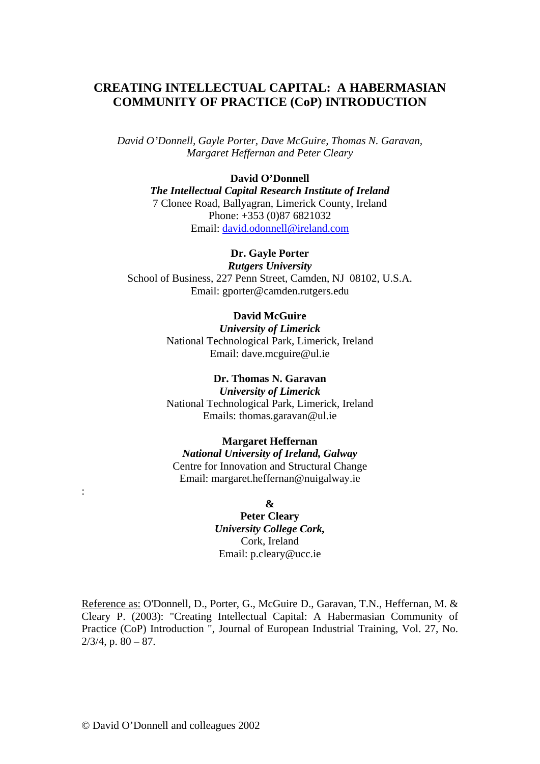# CREATING INTELLECTUAL CAPITAL: A HABERMASIAN COMMUNITY OF PRACTICE (CoP) INTRODUCTION

*David O'Donnell, Gayle Porter, Dave McGuire, Thomas N. Garavan, Margaret Heffernan and Peter Cleary*

**David O'Donnell**
***The Intellectual Capital Research Institute of Ireland***
7 Clonee Road, Ballyagran, Limerick County, Ireland
Phone: +353 (0)87 6821032
Email: david.odonnell@ireland.com

**Dr. Gayle Porter**
***Rutgers University***
School of Business, 227 Penn Street, Camden, NJ 08102, U.S.A.
Email: gporter@camden.rutgers.edu

**David McGuire**
***University of Limerick***
National Technological Park, Limerick, Ireland
Email: dave.mcguire@ul.ie

**Dr. Thomas N. Garavan**
***University of Limerick***
National Technological Park, Limerick, Ireland
Emails: thomas.garavan@ul.ie

**Margaret Heffernan**
***National University of Ireland, Galway***
Centre for Innovation and Structural Change
Email: margaret.heffernan@nuigalway.ie

:

**&**
**Peter Cleary**
***University College Cork,***
Cork, Ireland
Email: p.cleary@ucc.ie

Reference as: O'Donnell, D., Porter, G., McGuire D., Garavan, T.N., Heffernan, M. & Cleary P. (2003): "Creating Intellectual Capital: A Habermasian Community of Practice (CoP) Introduction ", Journal of European Industrial Training, Vol. 27, No. 2/3/4, p. 80 – 87.

© David O'Donnell and colleagues 2002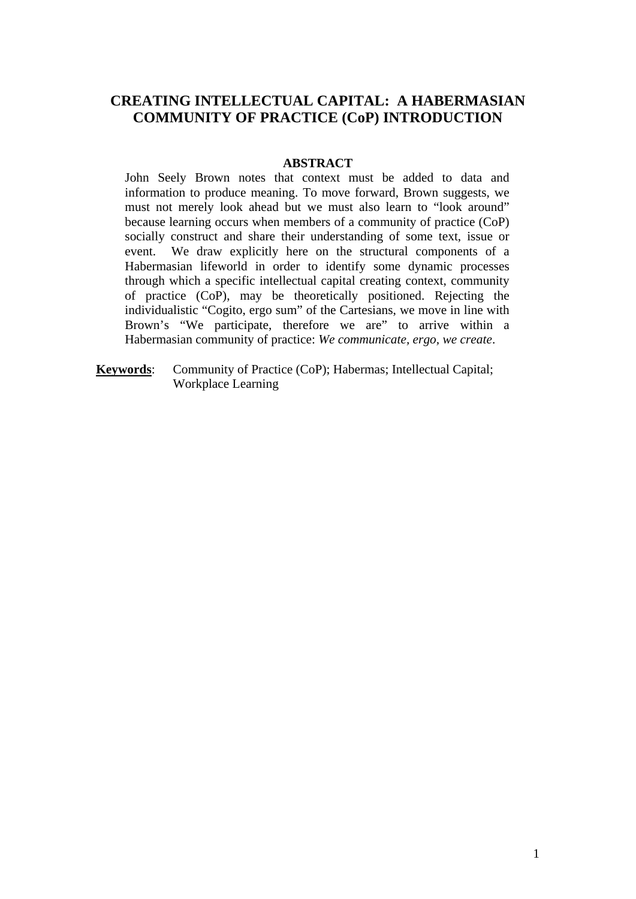# CREATING INTELLECTUAL CAPITAL: A HABERMASIAN COMMUNITY OF PRACTICE (CoP) INTRODUCTION

## ABSTRACT

John Seely Brown notes that context must be added to data and information to produce meaning. To move forward, Brown suggests, we must not merely look ahead but we must also learn to "look around" because learning occurs when members of a community of practice (CoP) socially construct and share their understanding of some text, issue or event. We draw explicitly here on the structural components of a Habermasian lifeworld in order to identify some dynamic processes through which a specific intellectual capital creating context, community of practice (CoP), may be theoretically positioned. Rejecting the individualistic "Cogito, ergo sum" of the Cartesians, we move in line with Brown's "We participate, therefore we are" to arrive within a Habermasian community of practice: *We communicate, ergo, we create*.

**Keywords**: Community of Practice (CoP); Habermas; Intellectual Capital; Workplace Learning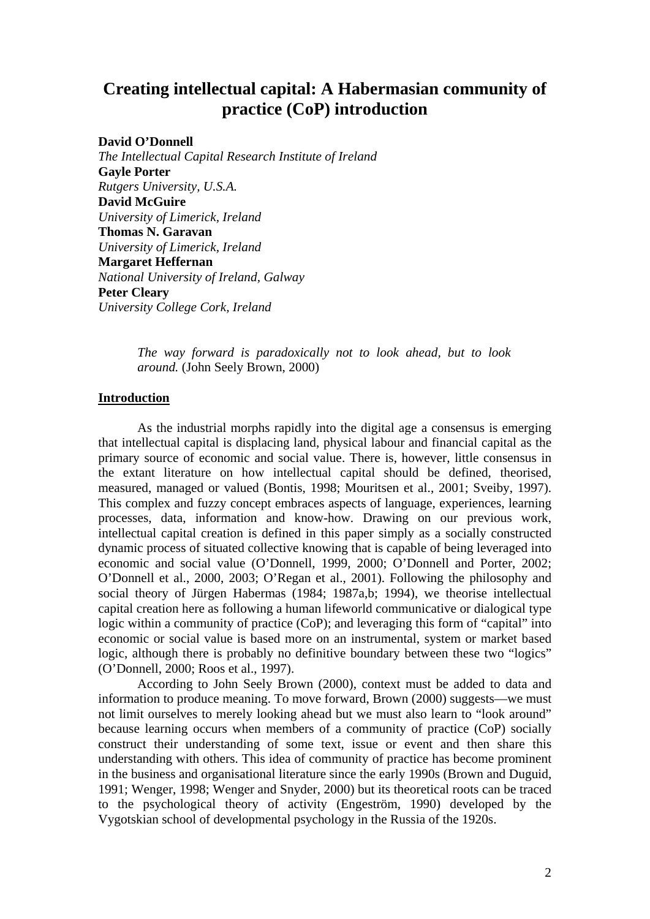# Creating intellectual capital: A Habermasian community of practice (CoP) introduction

**David O'Donnell**
*The Intellectual Capital Research Institute of Ireland*
**Gayle Porter**
*Rutgers University, U.S.A.*
**David McGuire**
*University of Limerick, Ireland*
**Thomas N. Garavan**
*University of Limerick, Ireland*
**Margaret Heffernan**
*National University of Ireland, Galway*
**Peter Cleary**
*University College Cork, Ireland*

> *The way forward is paradoxically not to look ahead, but to look around.* (John Seely Brown, 2000)

## Introduction

As the industrial morphs rapidly into the digital age a consensus is emerging that intellectual capital is displacing land, physical labour and financial capital as the primary source of economic and social value. There is, however, little consensus in the extant literature on how intellectual capital should be defined, theorised, measured, managed or valued (Bontis, 1998; Mouritsen et al., 2001; Sveiby, 1997). This complex and fuzzy concept embraces aspects of language, experiences, learning processes, data, information and know-how. Drawing on our previous work, intellectual capital creation is defined in this paper simply as a socially constructed dynamic process of situated collective knowing that is capable of being leveraged into economic and social value (O'Donnell, 1999, 2000; O'Donnell and Porter, 2002; O'Donnell et al., 2000, 2003; O'Regan et al., 2001). Following the philosophy and social theory of Jürgen Habermas (1984; 1987a,b; 1994), we theorise intellectual capital creation here as following a human lifeworld communicative or dialogical type logic within a community of practice (CoP); and leveraging this form of "capital" into economic or social value is based more on an instrumental, system or market based logic, although there is probably no definitive boundary between these two "logics" (O'Donnell, 2000; Roos et al., 1997).

According to John Seely Brown (2000), context must be added to data and information to produce meaning. To move forward, Brown (2000) suggests—we must not limit ourselves to merely looking ahead but we must also learn to "look around" because learning occurs when members of a community of practice (CoP) socially construct their understanding of some text, issue or event and then share this understanding with others. This idea of community of practice has become prominent in the business and organisational literature since the early 1990s (Brown and Duguid, 1991; Wenger, 1998; Wenger and Snyder, 2000) but its theoretical roots can be traced to the psychological theory of activity (Engeström, 1990) developed by the Vygotskian school of developmental psychology in the Russia of the 1920s.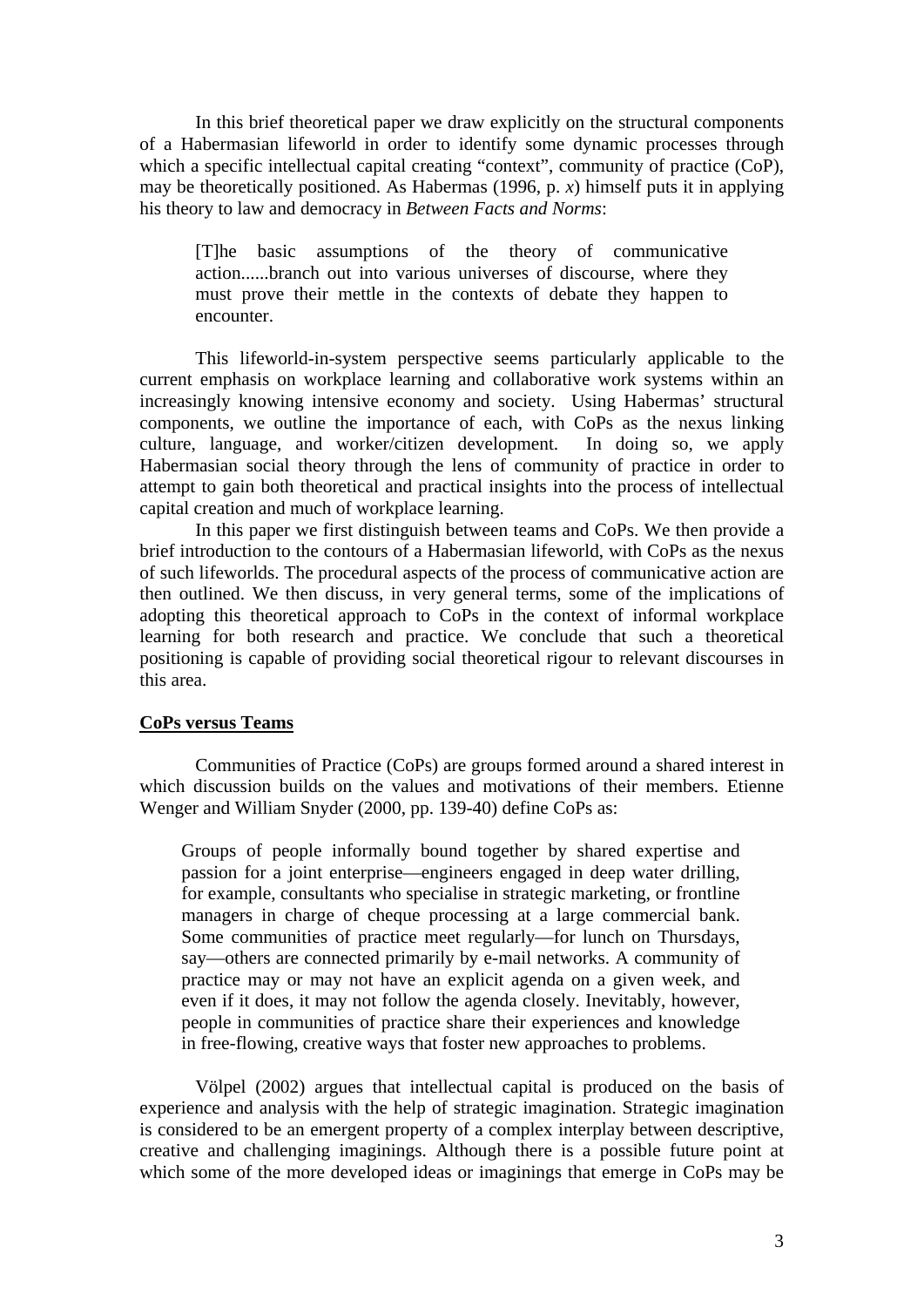In this brief theoretical paper we draw explicitly on the structural components of a Habermasian lifeworld in order to identify some dynamic processes through which a specific intellectual capital creating "context", community of practice (CoP), may be theoretically positioned. As Habermas (1996, p. *x*) himself puts it in applying his theory to law and democracy in *Between Facts and Norms*:

> [T]he basic assumptions of the theory of communicative action......branch out into various universes of discourse, where they must prove their mettle in the contexts of debate they happen to encounter.

This lifeworld-in-system perspective seems particularly applicable to the current emphasis on workplace learning and collaborative work systems within an increasingly knowing intensive economy and society. Using Habermas' structural components, we outline the importance of each, with CoPs as the nexus linking culture, language, and worker/citizen development. In doing so, we apply Habermasian social theory through the lens of community of practice in order to attempt to gain both theoretical and practical insights into the process of intellectual capital creation and much of workplace learning.

In this paper we first distinguish between teams and CoPs. We then provide a brief introduction to the contours of a Habermasian lifeworld, with CoPs as the nexus of such lifeworlds. The procedural aspects of the process of communicative action are then outlined. We then discuss, in very general terms, some of the implications of adopting this theoretical approach to CoPs in the context of informal workplace learning for both research and practice. We conclude that such a theoretical positioning is capable of providing social theoretical rigour to relevant discourses in this area.

## CoPs versus Teams

Communities of Practice (CoPs) are groups formed around a shared interest in which discussion builds on the values and motivations of their members. Etienne Wenger and William Snyder (2000, pp. 139-40) define CoPs as:

> Groups of people informally bound together by shared expertise and passion for a joint enterprise—engineers engaged in deep water drilling, for example, consultants who specialise in strategic marketing, or frontline managers in charge of cheque processing at a large commercial bank. Some communities of practice meet regularly—for lunch on Thursdays, say—others are connected primarily by e-mail networks. A community of practice may or may not have an explicit agenda on a given week, and even if it does, it may not follow the agenda closely. Inevitably, however, people in communities of practice share their experiences and knowledge in free-flowing, creative ways that foster new approaches to problems.

Völpel (2002) argues that intellectual capital is produced on the basis of experience and analysis with the help of strategic imagination. Strategic imagination is considered to be an emergent property of a complex interplay between descriptive, creative and challenging imaginings. Although there is a possible future point at which some of the more developed ideas or imaginings that emerge in CoPs may be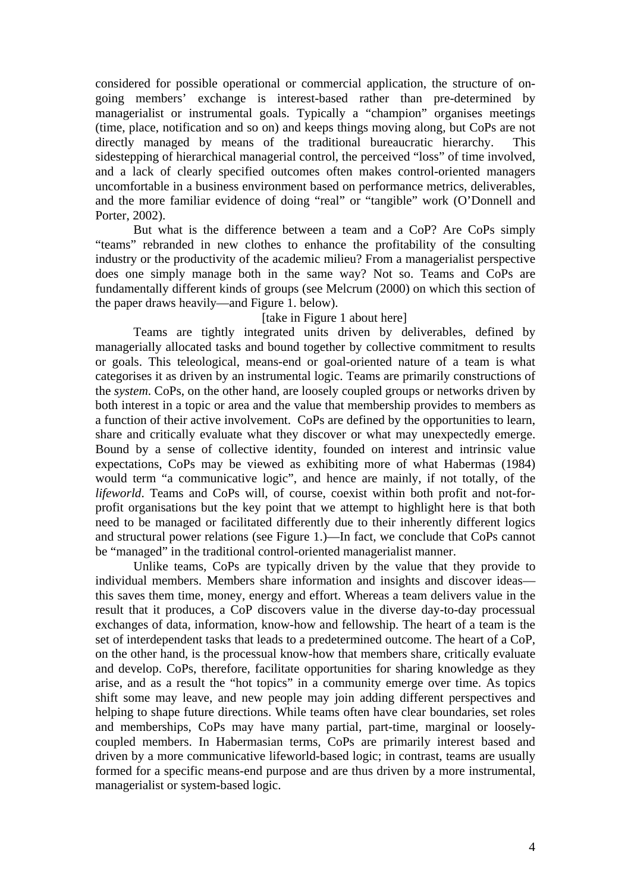considered for possible operational or commercial application, the structure of on-going members' exchange is interest-based rather than pre-determined by managerialist or instrumental goals. Typically a "champion" organises meetings (time, place, notification and so on) and keeps things moving along, but CoPs are not directly managed by means of the traditional bureaucratic hierarchy. This sidestepping of hierarchical managerial control, the perceived "loss" of time involved, and a lack of clearly specified outcomes often makes control-oriented managers uncomfortable in a business environment based on performance metrics, deliverables, and the more familiar evidence of doing "real" or "tangible" work (O'Donnell and Porter, 2002).

But what is the difference between a team and a CoP? Are CoPs simply "teams" rebranded in new clothes to enhance the profitability of the consulting industry or the productivity of the academic milieu? From a managerialist perspective does one simply manage both in the same way? Not so. Teams and CoPs are fundamentally different kinds of groups (see Melcrum (2000) on which this section of the paper draws heavily—and Figure 1. below).

[take in Figure 1 about here]

Teams are tightly integrated units driven by deliverables, defined by managerially allocated tasks and bound together by collective commitment to results or goals. This teleological, means-end or goal-oriented nature of a team is what categorises it as driven by an instrumental logic. Teams are primarily constructions of the *system*. CoPs, on the other hand, are loosely coupled groups or networks driven by both interest in a topic or area and the value that membership provides to members as a function of their active involvement. CoPs are defined by the opportunities to learn, share and critically evaluate what they discover or what may unexpectedly emerge. Bound by a sense of collective identity, founded on interest and intrinsic value expectations, CoPs may be viewed as exhibiting more of what Habermas (1984) would term "a communicative logic", and hence are mainly, if not totally, of the *lifeworld*. Teams and CoPs will, of course, coexist within both profit and not-for-profit organisations but the key point that we attempt to highlight here is that both need to be managed or facilitated differently due to their inherently different logics and structural power relations (see Figure 1.)—In fact, we conclude that CoPs cannot be "managed" in the traditional control-oriented managerialist manner.

Unlike teams, CoPs are typically driven by the value that they provide to individual members. Members share information and insights and discover ideas—this saves them time, money, energy and effort. Whereas a team delivers value in the result that it produces, a CoP discovers value in the diverse day-to-day processual exchanges of data, information, know-how and fellowship. The heart of a team is the set of interdependent tasks that leads to a predetermined outcome. The heart of a CoP, on the other hand, is the processual know-how that members share, critically evaluate and develop. CoPs, therefore, facilitate opportunities for sharing knowledge as they arise, and as a result the "hot topics" in a community emerge over time. As topics shift some may leave, and new people may join adding different perspectives and helping to shape future directions. While teams often have clear boundaries, set roles and memberships, CoPs may have many partial, part-time, marginal or loosely-coupled members. In Habermasian terms, CoPs are primarily interest based and driven by a more communicative lifeworld-based logic; in contrast, teams are usually formed for a specific means-end purpose and are thus driven by a more instrumental, managerialist or system-based logic.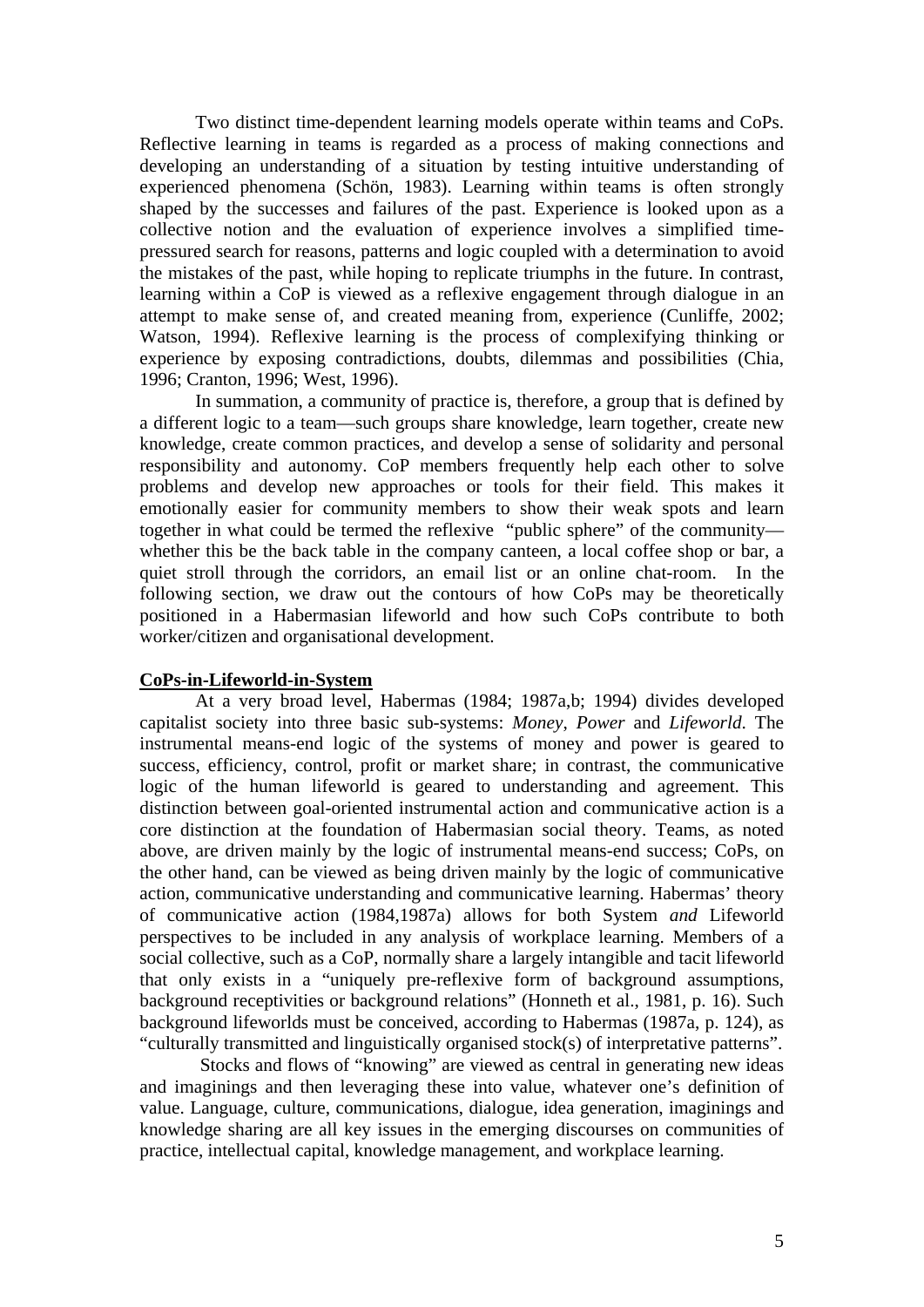Two distinct time-dependent learning models operate within teams and CoPs. Reflective learning in teams is regarded as a process of making connections and developing an understanding of a situation by testing intuitive understanding of experienced phenomena (Schön, 1983). Learning within teams is often strongly shaped by the successes and failures of the past. Experience is looked upon as a collective notion and the evaluation of experience involves a simplified time-pressured search for reasons, patterns and logic coupled with a determination to avoid the mistakes of the past, while hoping to replicate triumphs in the future. In contrast, learning within a CoP is viewed as a reflexive engagement through dialogue in an attempt to make sense of, and created meaning from, experience (Cunliffe, 2002; Watson, 1994). Reflexive learning is the process of complexifying thinking or experience by exposing contradictions, doubts, dilemmas and possibilities (Chia, 1996; Cranton, 1996; West, 1996).

In summation, a community of practice is, therefore, a group that is defined by a different logic to a team—such groups share knowledge, learn together, create new knowledge, create common practices, and develop a sense of solidarity and personal responsibility and autonomy. CoP members frequently help each other to solve problems and develop new approaches or tools for their field. This makes it emotionally easier for community members to show their weak spots and learn together in what could be termed the reflexive "public sphere" of the community—whether this be the back table in the company canteen, a local coffee shop or bar, a quiet stroll through the corridors, an email list or an online chat-room. In the following section, we draw out the contours of how CoPs may be theoretically positioned in a Habermasian lifeworld and how such CoPs contribute to both worker/citizen and organisational development.

## CoPs-in-Lifeworld-in-System

At a very broad level, Habermas (1984; 1987a,b; 1994) divides developed capitalist society into three basic sub-systems: *Money*, *Power* and *Lifeworld.* The instrumental means-end logic of the systems of money and power is geared to success, efficiency, control, profit or market share; in contrast, the communicative logic of the human lifeworld is geared to understanding and agreement. This distinction between goal-oriented instrumental action and communicative action is a core distinction at the foundation of Habermasian social theory. Teams, as noted above, are driven mainly by the logic of instrumental means-end success; CoPs, on the other hand, can be viewed as being driven mainly by the logic of communicative action, communicative understanding and communicative learning. Habermas' theory of communicative action (1984,1987a) allows for both System *and* Lifeworld perspectives to be included in any analysis of workplace learning. Members of a social collective, such as a CoP, normally share a largely intangible and tacit lifeworld that only exists in a "uniquely pre-reflexive form of background assumptions, background receptivities or background relations" (Honneth et al., 1981, p. 16). Such background lifeworlds must be conceived, according to Habermas (1987a, p. 124), as "culturally transmitted and linguistically organised stock(s) of interpretative patterns".

Stocks and flows of "knowing" are viewed as central in generating new ideas and imaginings and then leveraging these into value, whatever one's definition of value. Language, culture, communications, dialogue, idea generation, imaginings and knowledge sharing are all key issues in the emerging discourses on communities of practice, intellectual capital, knowledge management, and workplace learning.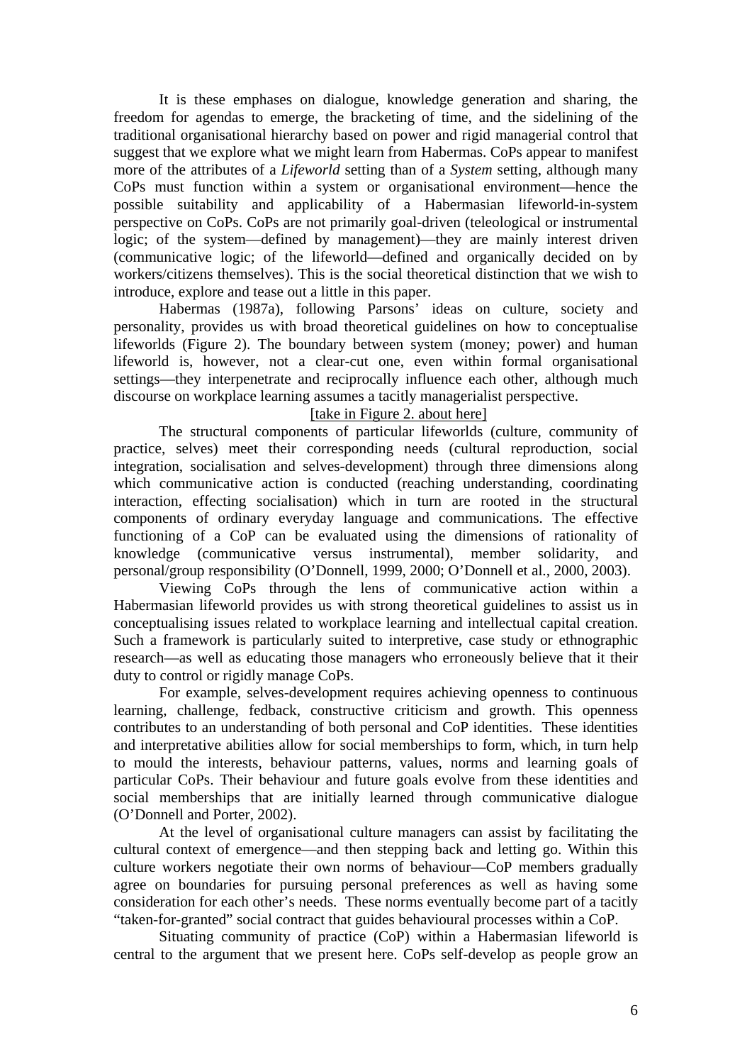It is these emphases on dialogue, knowledge generation and sharing, the freedom for agendas to emerge, the bracketing of time, and the sidelining of the traditional organisational hierarchy based on power and rigid managerial control that suggest that we explore what we might learn from Habermas. CoPs appear to manifest more of the attributes of a *Lifeworld* setting than of a *System* setting, although many CoPs must function within a system or organisational environment—hence the possible suitability and applicability of a Habermasian lifeworld-in-system perspective on CoPs. CoPs are not primarily goal-driven (teleological or instrumental logic; of the system—defined by management)—they are mainly interest driven (communicative logic; of the lifeworld—defined and organically decided on by workers/citizens themselves). This is the social theoretical distinction that we wish to introduce, explore and tease out a little in this paper.

Habermas (1987a), following Parsons' ideas on culture, society and personality, provides us with broad theoretical guidelines on how to conceptualise lifeworlds (Figure 2). The boundary between system (money; power) and human lifeworld is, however, not a clear-cut one, even within formal organisational settings—they interpenetrate and reciprocally influence each other, although much discourse on workplace learning assumes a tacitly managerialist perspective.

[take in Figure 2. about here]

The structural components of particular lifeworlds (culture, community of practice, selves) meet their corresponding needs (cultural reproduction, social integration, socialisation and selves-development) through three dimensions along which communicative action is conducted (reaching understanding, coordinating interaction, effecting socialisation) which in turn are rooted in the structural components of ordinary everyday language and communications. The effective functioning of a CoP can be evaluated using the dimensions of rationality of knowledge (communicative versus instrumental), member solidarity, and personal/group responsibility (O'Donnell, 1999, 2000; O'Donnell et al., 2000, 2003).

Viewing CoPs through the lens of communicative action within a Habermasian lifeworld provides us with strong theoretical guidelines to assist us in conceptualising issues related to workplace learning and intellectual capital creation. Such a framework is particularly suited to interpretive, case study or ethnographic research—as well as educating those managers who erroneously believe that it their duty to control or rigidly manage CoPs.

For example, selves-development requires achieving openness to continuous learning, challenge, fedback, constructive criticism and growth. This openness contributes to an understanding of both personal and CoP identities. These identities and interpretative abilities allow for social memberships to form, which, in turn help to mould the interests, behaviour patterns, values, norms and learning goals of particular CoPs. Their behaviour and future goals evolve from these identities and social memberships that are initially learned through communicative dialogue (O'Donnell and Porter, 2002).

At the level of organisational culture managers can assist by facilitating the cultural context of emergence—and then stepping back and letting go. Within this culture workers negotiate their own norms of behaviour—CoP members gradually agree on boundaries for pursuing personal preferences as well as having some consideration for each other's needs. These norms eventually become part of a tacitly "taken-for-granted" social contract that guides behavioural processes within a CoP.

Situating community of practice (CoP) within a Habermasian lifeworld is central to the argument that we present here. CoPs self-develop as people grow an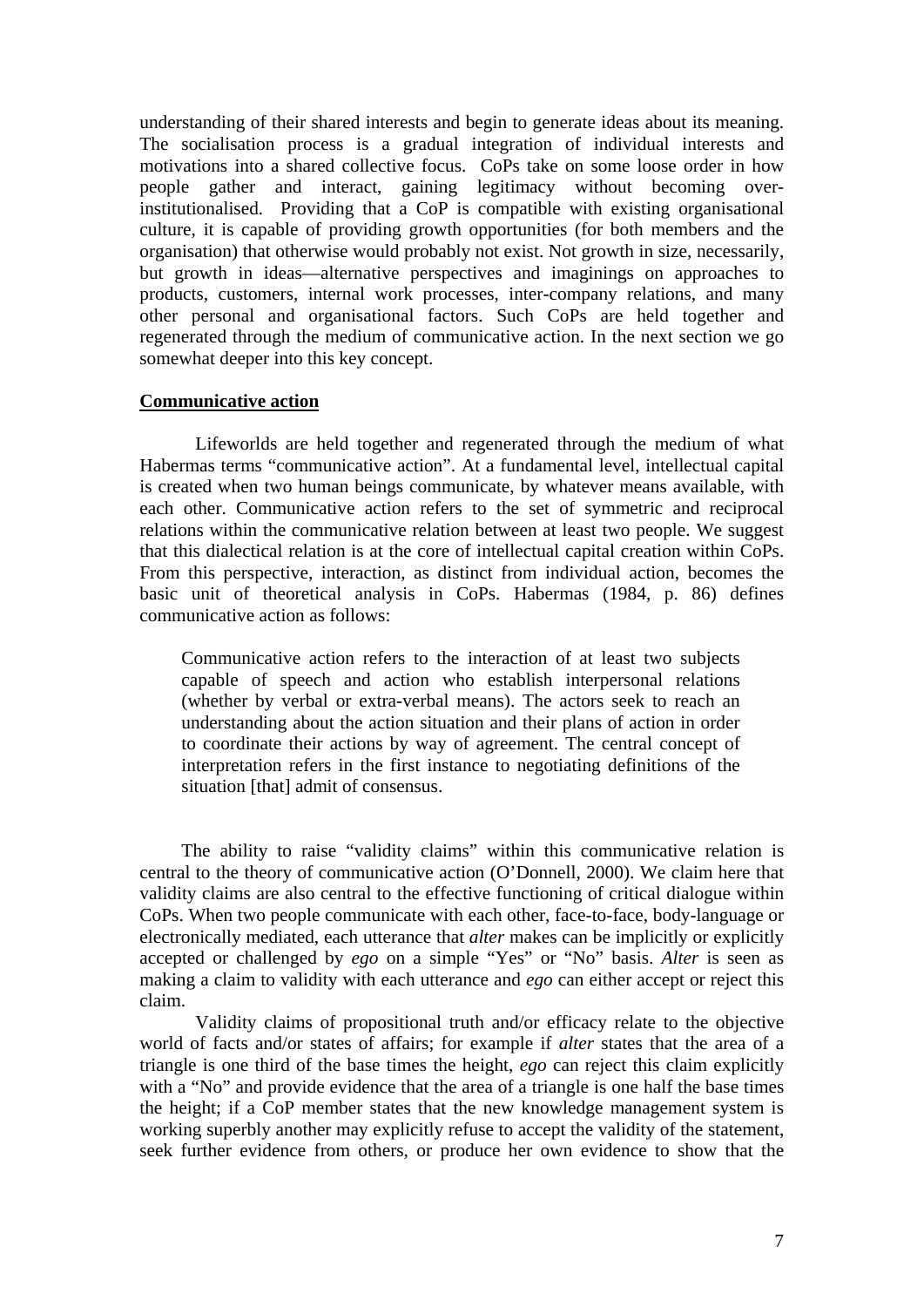understanding of their shared interests and begin to generate ideas about its meaning. The socialisation process is a gradual integration of individual interests and motivations into a shared collective focus. CoPs take on some loose order in how people gather and interact, gaining legitimacy without becoming over-institutionalised. Providing that a CoP is compatible with existing organisational culture, it is capable of providing growth opportunities (for both members and the organisation) that otherwise would probably not exist. Not growth in size, necessarily, but growth in ideas—alternative perspectives and imaginings on approaches to products, customers, internal work processes, inter-company relations, and many other personal and organisational factors. Such CoPs are held together and regenerated through the medium of communicative action. In the next section we go somewhat deeper into this key concept.

## Communicative action

Lifeworlds are held together and regenerated through the medium of what Habermas terms "communicative action". At a fundamental level, intellectual capital is created when two human beings communicate, by whatever means available, with each other. Communicative action refers to the set of symmetric and reciprocal relations within the communicative relation between at least two people. We suggest that this dialectical relation is at the core of intellectual capital creation within CoPs. From this perspective, interaction, as distinct from individual action, becomes the basic unit of theoretical analysis in CoPs. Habermas (1984, p. 86) defines communicative action as follows:

> Communicative action refers to the interaction of at least two subjects capable of speech and action who establish interpersonal relations (whether by verbal or extra-verbal means). The actors seek to reach an understanding about the action situation and their plans of action in order to coordinate their actions by way of agreement. The central concept of interpretation refers in the first instance to negotiating definitions of the situation [that] admit of consensus.

The ability to raise "validity claims" within this communicative relation is central to the theory of communicative action (O'Donnell, 2000). We claim here that validity claims are also central to the effective functioning of critical dialogue within CoPs. When two people communicate with each other, face-to-face, body-language or electronically mediated, each utterance that *alter* makes can be implicitly or explicitly accepted or challenged by *ego* on a simple "Yes" or "No" basis. *Alter* is seen as making a claim to validity with each utterance and *ego* can either accept or reject this claim.

Validity claims of propositional truth and/or efficacy relate to the objective world of facts and/or states of affairs; for example if *alter* states that the area of a triangle is one third of the base times the height, *ego* can reject this claim explicitly with a "No" and provide evidence that the area of a triangle is one half the base times the height; if a CoP member states that the new knowledge management system is working superbly another may explicitly refuse to accept the validity of the statement, seek further evidence from others, or produce her own evidence to show that the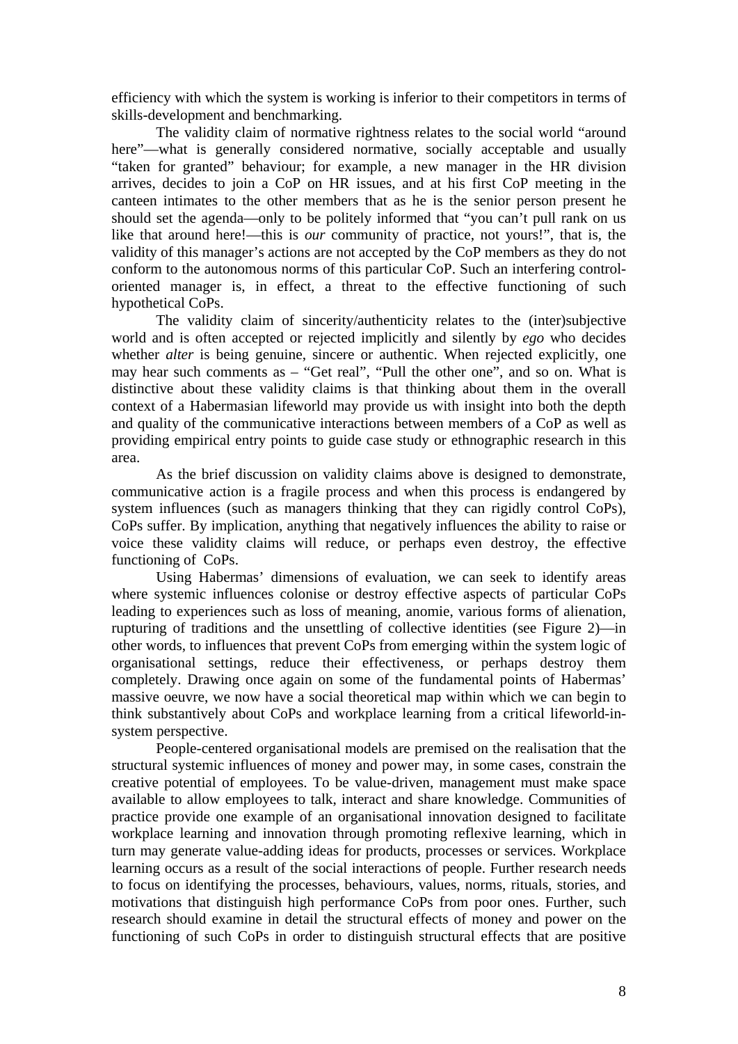efficiency with which the system is working is inferior to their competitors in terms of skills-development and benchmarking.

The validity claim of normative rightness relates to the social world "around here"—what is generally considered normative, socially acceptable and usually "taken for granted" behaviour; for example, a new manager in the HR division arrives, decides to join a CoP on HR issues, and at his first CoP meeting in the canteen intimates to the other members that as he is the senior person present he should set the agenda—only to be politely informed that "you can't pull rank on us like that around here!—this is *our* community of practice, not yours!", that is, the validity of this manager's actions are not accepted by the CoP members as they do not conform to the autonomous norms of this particular CoP. Such an interfering control-oriented manager is, in effect, a threat to the effective functioning of such hypothetical CoPs.

The validity claim of sincerity/authenticity relates to the (inter)subjective world and is often accepted or rejected implicitly and silently by *ego* who decides whether *alter* is being genuine, sincere or authentic. When rejected explicitly, one may hear such comments as – "Get real", "Pull the other one", and so on. What is distinctive about these validity claims is that thinking about them in the overall context of a Habermasian lifeworld may provide us with insight into both the depth and quality of the communicative interactions between members of a CoP as well as providing empirical entry points to guide case study or ethnographic research in this area.

As the brief discussion on validity claims above is designed to demonstrate, communicative action is a fragile process and when this process is endangered by system influences (such as managers thinking that they can rigidly control CoPs), CoPs suffer. By implication, anything that negatively influences the ability to raise or voice these validity claims will reduce, or perhaps even destroy, the effective functioning of CoPs.

Using Habermas' dimensions of evaluation, we can seek to identify areas where systemic influences colonise or destroy effective aspects of particular CoPs leading to experiences such as loss of meaning, anomie, various forms of alienation, rupturing of traditions and the unsettling of collective identities (see Figure 2)—in other words, to influences that prevent CoPs from emerging within the system logic of organisational settings, reduce their effectiveness, or perhaps destroy them completely. Drawing once again on some of the fundamental points of Habermas' massive oeuvre, we now have a social theoretical map within which we can begin to think substantively about CoPs and workplace learning from a critical lifeworld-in-system perspective.

People-centered organisational models are premised on the realisation that the structural systemic influences of money and power may, in some cases, constrain the creative potential of employees. To be value-driven, management must make space available to allow employees to talk, interact and share knowledge. Communities of practice provide one example of an organisational innovation designed to facilitate workplace learning and innovation through promoting reflexive learning, which in turn may generate value-adding ideas for products, processes or services. Workplace learning occurs as a result of the social interactions of people. Further research needs to focus on identifying the processes, behaviours, values, norms, rituals, stories, and motivations that distinguish high performance CoPs from poor ones. Further, such research should examine in detail the structural effects of money and power on the functioning of such CoPs in order to distinguish structural effects that are positive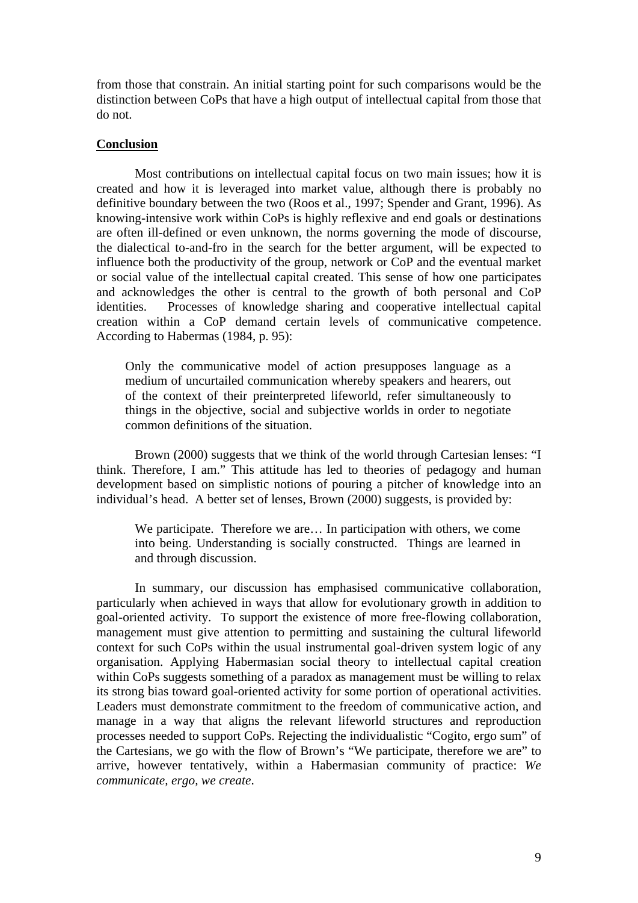from those that constrain. An initial starting point for such comparisons would be the distinction between CoPs that have a high output of intellectual capital from those that do not.

## Conclusion

Most contributions on intellectual capital focus on two main issues; how it is created and how it is leveraged into market value, although there is probably no definitive boundary between the two (Roos et al., 1997; Spender and Grant, 1996). As knowing-intensive work within CoPs is highly reflexive and end goals or destinations are often ill-defined or even unknown, the norms governing the mode of discourse, the dialectical to-and-fro in the search for the better argument, will be expected to influence both the productivity of the group, network or CoP and the eventual market or social value of the intellectual capital created. This sense of how one participates and acknowledges the other is central to the growth of both personal and CoP identities. Processes of knowledge sharing and cooperative intellectual capital creation within a CoP demand certain levels of communicative competence. According to Habermas (1984, p. 95):

> Only the communicative model of action presupposes language as a medium of uncurtailed communication whereby speakers and hearers, out of the context of their preinterpreted lifeworld, refer simultaneously to things in the objective, social and subjective worlds in order to negotiate common definitions of the situation.

Brown (2000) suggests that we think of the world through Cartesian lenses: "I think. Therefore, I am." This attitude has led to theories of pedagogy and human development based on simplistic notions of pouring a pitcher of knowledge into an individual's head. A better set of lenses, Brown (2000) suggests, is provided by:

> We participate. Therefore we are… In participation with others, we come into being. Understanding is socially constructed. Things are learned in and through discussion.

In summary, our discussion has emphasised communicative collaboration, particularly when achieved in ways that allow for evolutionary growth in addition to goal-oriented activity. To support the existence of more free-flowing collaboration, management must give attention to permitting and sustaining the cultural lifeworld context for such CoPs within the usual instrumental goal-driven system logic of any organisation. Applying Habermasian social theory to intellectual capital creation within CoPs suggests something of a paradox as management must be willing to relax its strong bias toward goal-oriented activity for some portion of operational activities. Leaders must demonstrate commitment to the freedom of communicative action, and manage in a way that aligns the relevant lifeworld structures and reproduction processes needed to support CoPs. Rejecting the individualistic "Cogito, ergo sum" of the Cartesians, we go with the flow of Brown's "We participate, therefore we are" to arrive, however tentatively, within a Habermasian community of practice: *We communicate, ergo, we create*.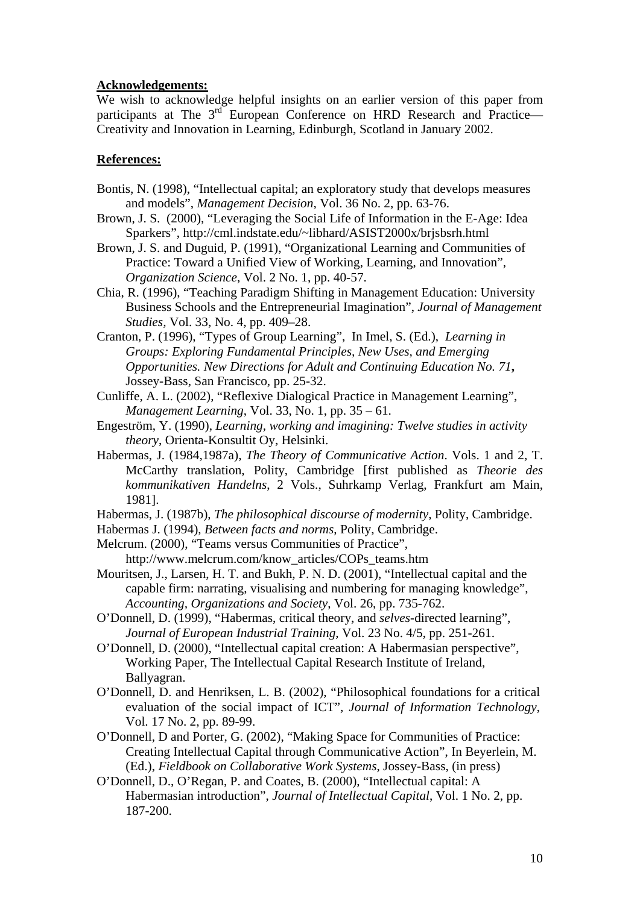**Acknowledgements:**

We wish to acknowledge helpful insights on an earlier version of this paper from participants at The 3rd European Conference on HRD Research and Practice—Creativity and Innovation in Learning, Edinburgh, Scotland in January 2002.

**References:**

Bontis, N. (1998), "Intellectual capital; an exploratory study that develops measures and models", *Management Decision*, Vol. 36 No. 2, pp. 63-76.

Brown, J. S. (2000), "Leveraging the Social Life of Information in the E-Age: Idea Sparkers", http://cml.indstate.edu/~libhard/ASIST2000x/brjsbsrh.html

Brown, J. S. and Duguid, P. (1991), "Organizational Learning and Communities of Practice: Toward a Unified View of Working, Learning, and Innovation", *Organization Science*, Vol. 2 No. 1, pp. 40-57.

Chia, R. (1996), "Teaching Paradigm Shifting in Management Education: University Business Schools and the Entrepreneurial Imagination", *Journal of Management Studies*, Vol. 33, No. 4, pp. 409–28.

Cranton, P. (1996), "Types of Group Learning", In Imel, S. (Ed.), *Learning in Groups: Exploring Fundamental Principles, New Uses, and Emerging Opportunities. New Directions for Adult and Continuing Education No. 71***,** Jossey-Bass, San Francisco, pp. 25-32.

Cunliffe, A. L. (2002), "Reflexive Dialogical Practice in Management Learning", *Management Learning*, Vol. 33, No. 1, pp. 35 – 61.

Engeström, Y. (1990), *Learning, working and imagining: Twelve studies in activity theory*, Orienta-Konsultit Oy, Helsinki.

Habermas, J. (1984,1987a), *The Theory of Communicative Action*. Vols. 1 and 2, T. McCarthy translation, Polity, Cambridge [first published as *Theorie des kommunikativen Handelns*, 2 Vols., Suhrkamp Verlag, Frankfurt am Main, 1981].

Habermas, J. (1987b), *The philosophical discourse of modernity*, Polity, Cambridge.

Habermas J. (1994), *Between facts and norms*, Polity, Cambridge.

Melcrum. (2000), "Teams versus Communities of Practice", http://www.melcrum.com/know_articles/COPs_teams.htm

Mouritsen, J., Larsen, H. T. and Bukh, P. N. D. (2001), "Intellectual capital and the capable firm: narrating, visualising and numbering for managing knowledge", *Accounting, Organizations and Society*, Vol. 26, pp. 735-762.

O'Donnell, D. (1999), "Habermas, critical theory, and *selves*-directed learning", *Journal of European Industrial Training*, Vol. 23 No. 4/5, pp. 251-261.

O'Donnell, D. (2000), "Intellectual capital creation: A Habermasian perspective", Working Paper, The Intellectual Capital Research Institute of Ireland, Ballyagran.

O'Donnell, D. and Henriksen, L. B. (2002), "Philosophical foundations for a critical evaluation of the social impact of ICT", *Journal of Information Technology*, Vol. 17 No. 2, pp. 89-99.

O'Donnell, D and Porter, G. (2002), "Making Space for Communities of Practice: Creating Intellectual Capital through Communicative Action", In Beyerlein, M. (Ed.), *Fieldbook on Collaborative Work Systems*, Jossey-Bass, (in press)

O'Donnell, D., O'Regan, P. and Coates, B. (2000), "Intellectual capital: A Habermasian introduction", *Journal of Intellectual Capital*, Vol. 1 No. 2, pp. 187-200.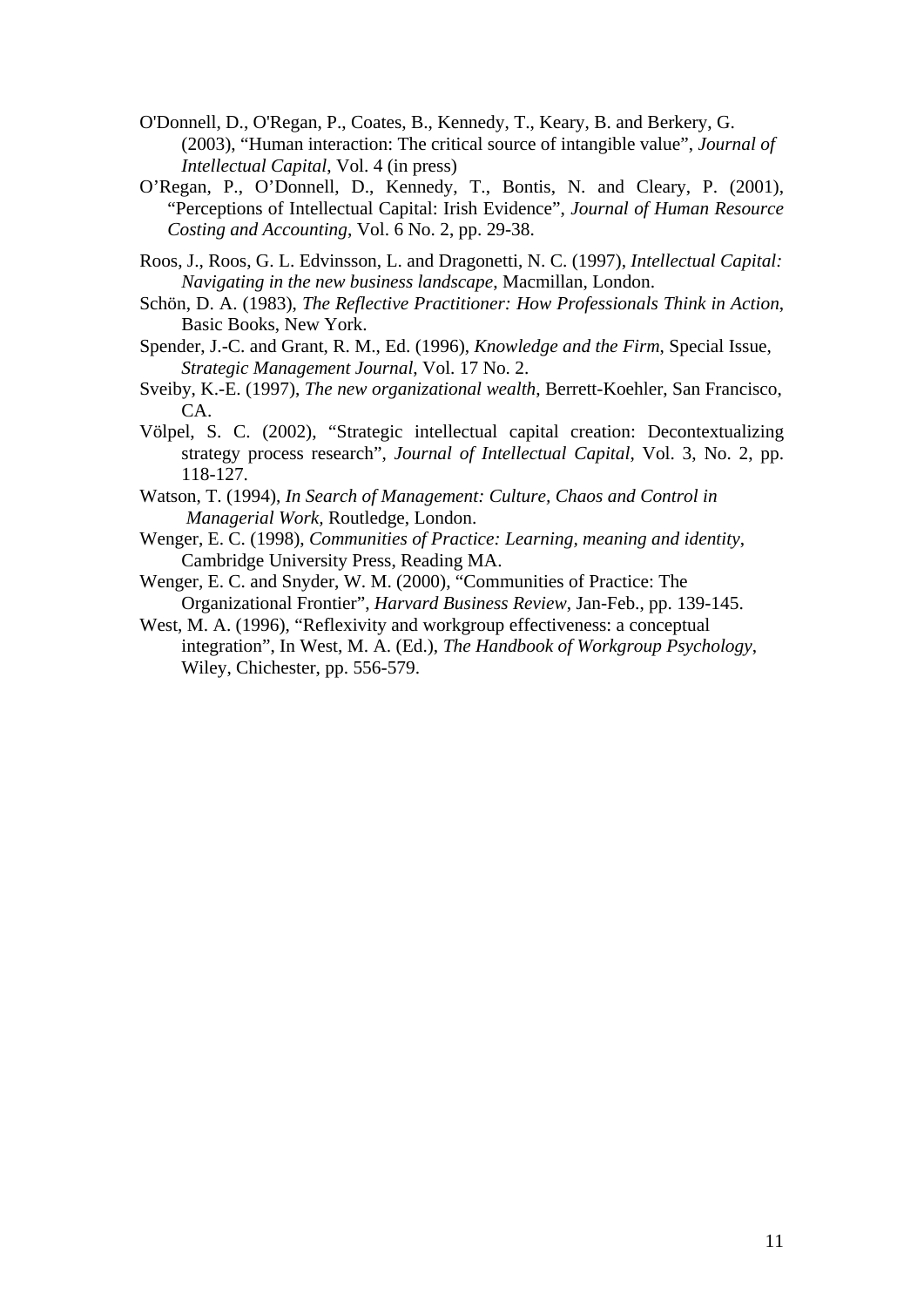O'Donnell, D., O'Regan, P., Coates, B., Kennedy, T., Keary, B. and Berkery, G. (2003), "Human interaction: The critical source of intangible value", *Journal of Intellectual Capital*, Vol. 4 (in press)

O'Regan, P., O'Donnell, D., Kennedy, T., Bontis, N. and Cleary, P. (2001), "Perceptions of Intellectual Capital: Irish Evidence", *Journal of Human Resource Costing and Accounting*, Vol. 6 No. 2, pp. 29-38.

Roos, J., Roos, G. L. Edvinsson, L. and Dragonetti, N. C. (1997), *Intellectual Capital: Navigating in the new business landscape*, Macmillan, London.

Schön, D. A. (1983), *The Reflective Practitioner: How Professionals Think in Action*, Basic Books, New York.

Spender, J.-C. and Grant, R. M., Ed. (1996), *Knowledge and the Firm*, Special Issue, *Strategic Management Journal*, Vol. 17 No. 2.

Sveiby, K.-E. (1997), *The new organizational wealth*, Berrett-Koehler, San Francisco, CA.

Völpel, S. C. (2002), "Strategic intellectual capital creation: Decontextualizing strategy process research", *Journal of Intellectual Capital*, Vol. 3, No. 2, pp. 118-127.

Watson, T. (1994), *In Search of Management: Culture, Chaos and Control in Managerial Work*, Routledge, London.

Wenger, E. C. (1998), *Communities of Practice: Learning, meaning and identity*, Cambridge University Press, Reading MA.

Wenger, E. C. and Snyder, W. M. (2000), "Communities of Practice: The Organizational Frontier", *Harvard Business Review*, Jan-Feb., pp. 139-145.

West, M. A. (1996), "Reflexivity and workgroup effectiveness: a conceptual integration", In West, M. A. (Ed.), *The Handbook of Workgroup Psychology*, Wiley, Chichester, pp. 556-579.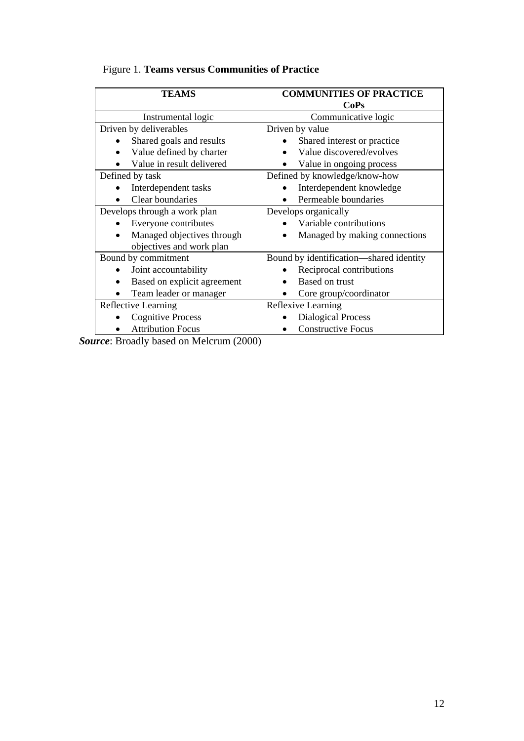Figure 1. **Teams versus Communities of Practice**

| **TEAMS** | **COMMUNITIES OF PRACTICE CoPs** |
|---|---|
| Instrumental logic | Communicative logic |
| Driven by deliverables<br>• Shared goals and results<br>• Value defined by charter<br>• Value in result delivered | Driven by value<br>• Shared interest or practice<br>• Value discovered/evolves<br>• Value in ongoing process |
| Defined by task<br>• Interdependent tasks<br>• Clear boundaries | Defined by knowledge/know-how<br>• Interdependent knowledge<br>• Permeable boundaries |
| Develops through a work plan<br>• Everyone contributes<br>• Managed objectives through objectives and work plan | Develops organically<br>• Variable contributions<br>• Managed by making connections |
| Bound by commitment<br>• Joint accountability<br>• Based on explicit agreement<br>• Team leader or manager | Bound by identification—shared identity<br>• Reciprocal contributions<br>• Based on trust<br>• Core group/coordinator |
| Reflective Learning<br>• Cognitive Process<br>• Attribution Focus | Reflexive Learning<br>• Dialogical Process<br>• Constructive Focus |

***Source***: Broadly based on Melcrum (2000)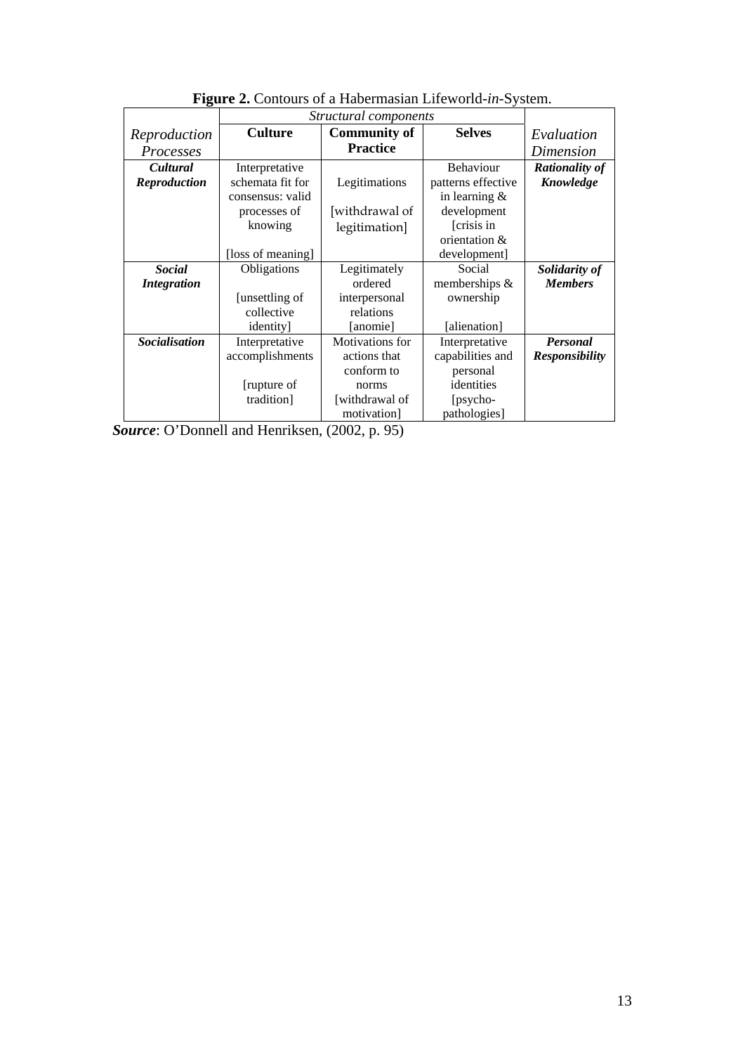**Figure 2.** Contours of a Habermasian Lifeworld-*in*-System.

| | *Structural components* | | | |
|---|---|---|---|---|
| *Reproduction Processes* | **Culture** | **Community of Practice** | **Selves** | *Evaluation Dimension* |
| ***Cultural Reproduction*** | Interpretative schemata fit for consensus: valid processes of knowing [loss of meaning] | Legitimations [withdrawal of legitimation] | Behaviour patterns effective in learning & development [crisis in orientation & development] | ***Rationality of Knowledge*** |
| ***Social Integration*** | Obligations [unsettling of collective identity] | Legitimately ordered interpersonal relations [anomie] | Social memberships & ownership [alienation] | ***Solidarity of Members*** |
| ***Socialisation*** | Interpretative accomplishments [rupture of tradition] | Motivations for actions that conform to norms [withdrawal of motivation] | Interpretative capabilities and personal identities [psycho-pathologies] | ***Personal Responsibility*** |

***Source***: O'Donnell and Henriksen, (2002, p. 95)